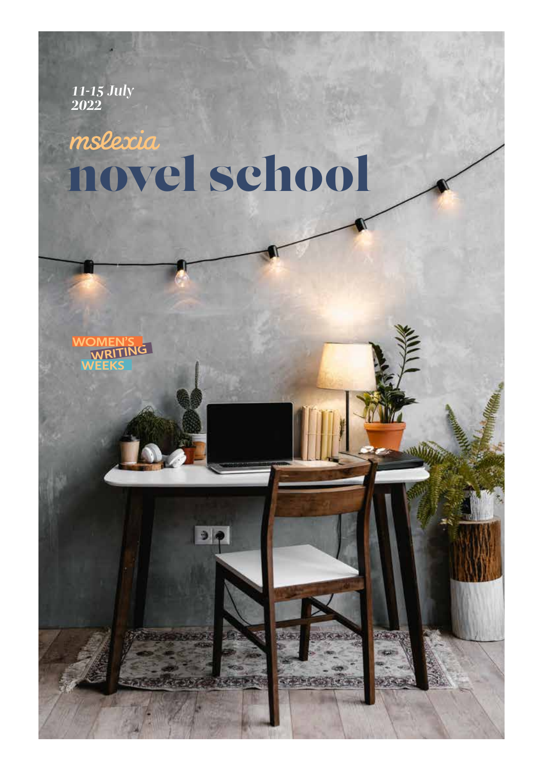*11-15 July 2022*

mslexia

# novel school

WOMEN'S WRITING WEEKS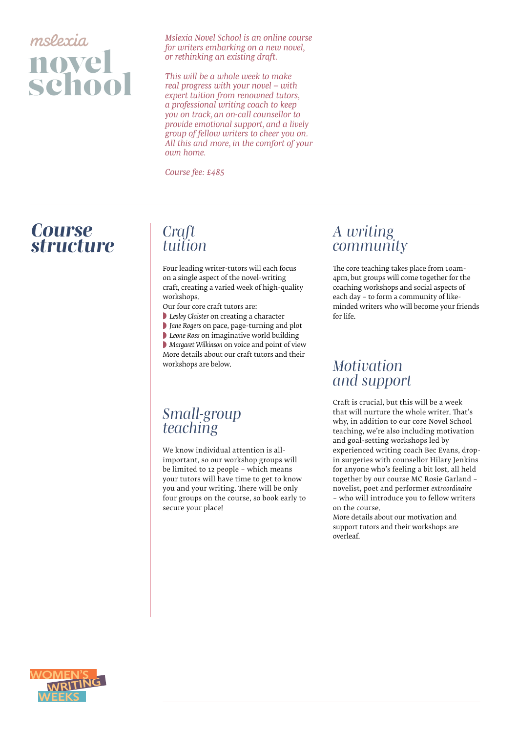# mslexia novel school

*Mslexia Novel School is an online course for writers embarking on a new novel, or rethinking an existing draft.*

*This will be a whole week to make real progress with your novel – with expert tuition from renowned tutors, a professional writing coach to keep you on track, an on-call counsellor to provide emotional support, and a lively group of fellow writers to cheer you on. All this and more, in the comfort of your own home.*

*Course fee: £485*

## *Course structure*

### *Craft tuition*

Four leading writer-tutors will each focus on a single aspect of the novel-writing craft, creating a varied week of high-quality workshops.

Our four core craft tutors are:

- *Lesley Glaister* on creating a character
- *Jane Rogers* on pace, page-turning and plot
- *Leone Ross* on imaginative world building
- *Margaret Wilkinson* on voice and point of view

More details about our craft tutors and their workshops are below.

### *Small-group teaching*

We know individual attention is all-important, so our workshop groups will be limited to 12 people – which means your tutors will have time to get to know you and your writing. There will be only four groups on the course, so book early to secure your place!

### *A writing community*

The core teaching takes place from 10am-4pm, but groups will come together for the coaching workshops and social aspects of each day – to form a community of like-minded writers who will become your friends for life.

### *Motivation and support*

Craft is crucial, but this will be a week that will nurture the whole writer. That's why, in addition to our core Novel School teaching, we're also including motivation and goal-setting workshops led by experienced writing coach Bec Evans, drop-in surgeries with counsellor Hilary Jenkins for anyone who's feeling a bit lost, all held together by our course MC Rosie Garland – novelist, poet and performer *extraordinaire* – who will introduce you to fellow writers on the course.

More details about our motivation and support tutors and their workshops are overleaf.

WOMEN'S WRITING WEEKS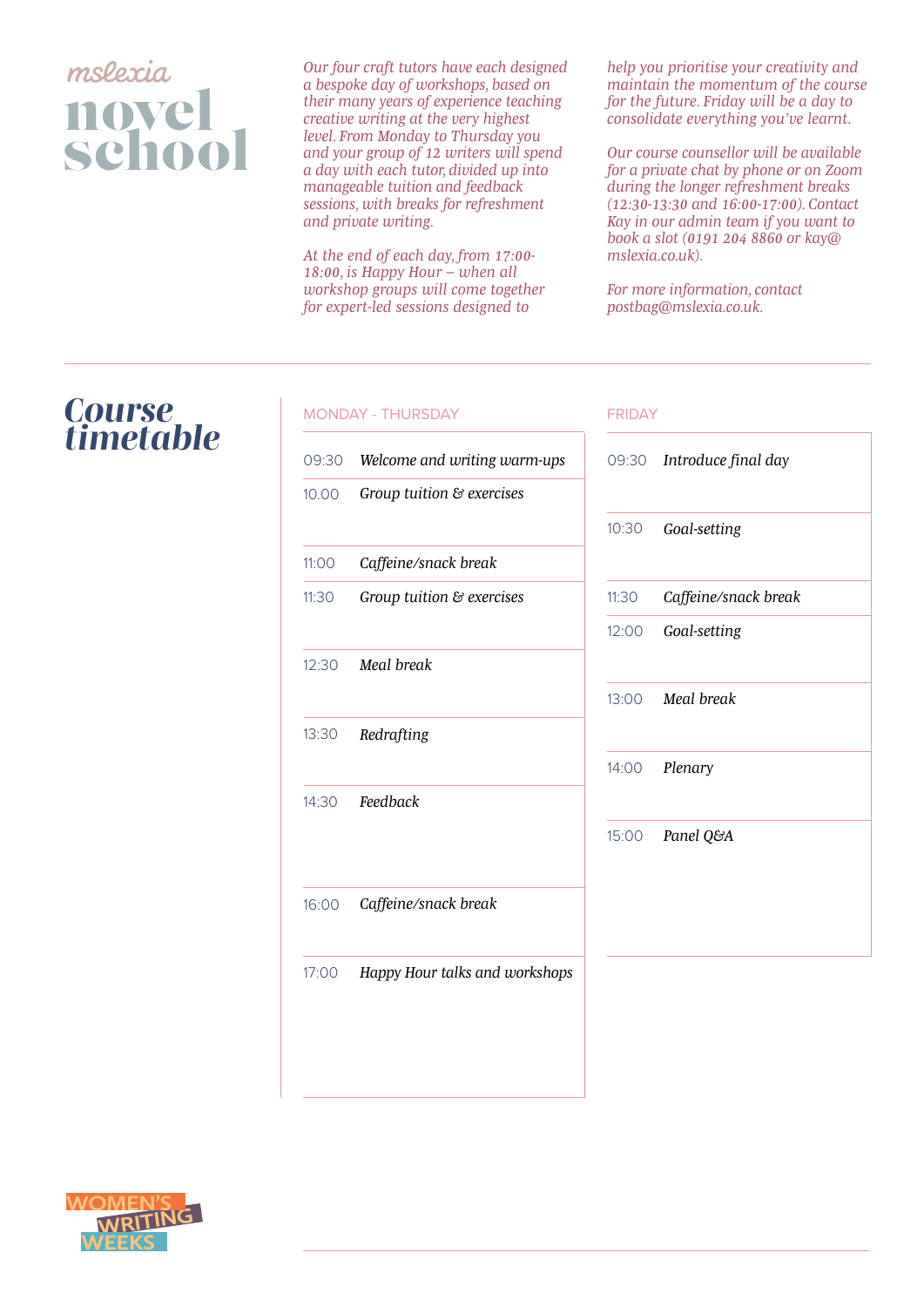mslexia

# novel school

*Our four craft tutors have each designed a bespoke day of workshops, based on their many years of experience teaching creative writing at the very highest level. From Monday to Thursday you and your group of 12 writers will spend a day with each tutor, divided up into manageable tuition and feedback sessions, with breaks for refreshment and private writing.*

*At the end of each day, from 17:00-18:00, is Happy Hour – when all workshop groups will come together for expert-led sessions designed to help you prioritise your creativity and maintain the momentum of the course for the future. Friday will be a day to consolidate everything you've learnt.*

*Our course counsellor will be available for a private chat by phone or on Zoom during the longer refreshment breaks (12:30-13:30 and 16:00-17:00). Contact Kay in our admin team if you want to book a slot (0191 204 8860 or kay@mslexia.co.uk).*

*For more information, contact postbag@mslexia.co.uk.*

## Course timetable

### MONDAY - THURSDAY

| Time | Session |
|---|---|
| 09:30 | *Welcome and writing warm-ups* |
| 10.00 | *Group tuition & exercises* |
| 11:00 | *Caffeine/snack break* |
| 11:30 | *Group tuition & exercises* |
| 12:30 | *Meal break* |
| 13:30 | *Redrafting* |
| 14:30 | *Feedback* |
| 16:00 | *Caffeine/snack break* |
| 17:00 | *Happy Hour talks and workshops* |

### FRIDAY

| Time | Session |
|---|---|
| 09:30 | *Introduce final day* |
| 10:30 | *Goal-setting* |
| 11:30 | *Caffeine/snack break* |
| 12:00 | *Goal-setting* |
| 13:00 | *Meal break* |
| 14:00 | *Plenary* |
| 15:00 | *Panel Q&A* |

WOMEN'S WRITING WEEKS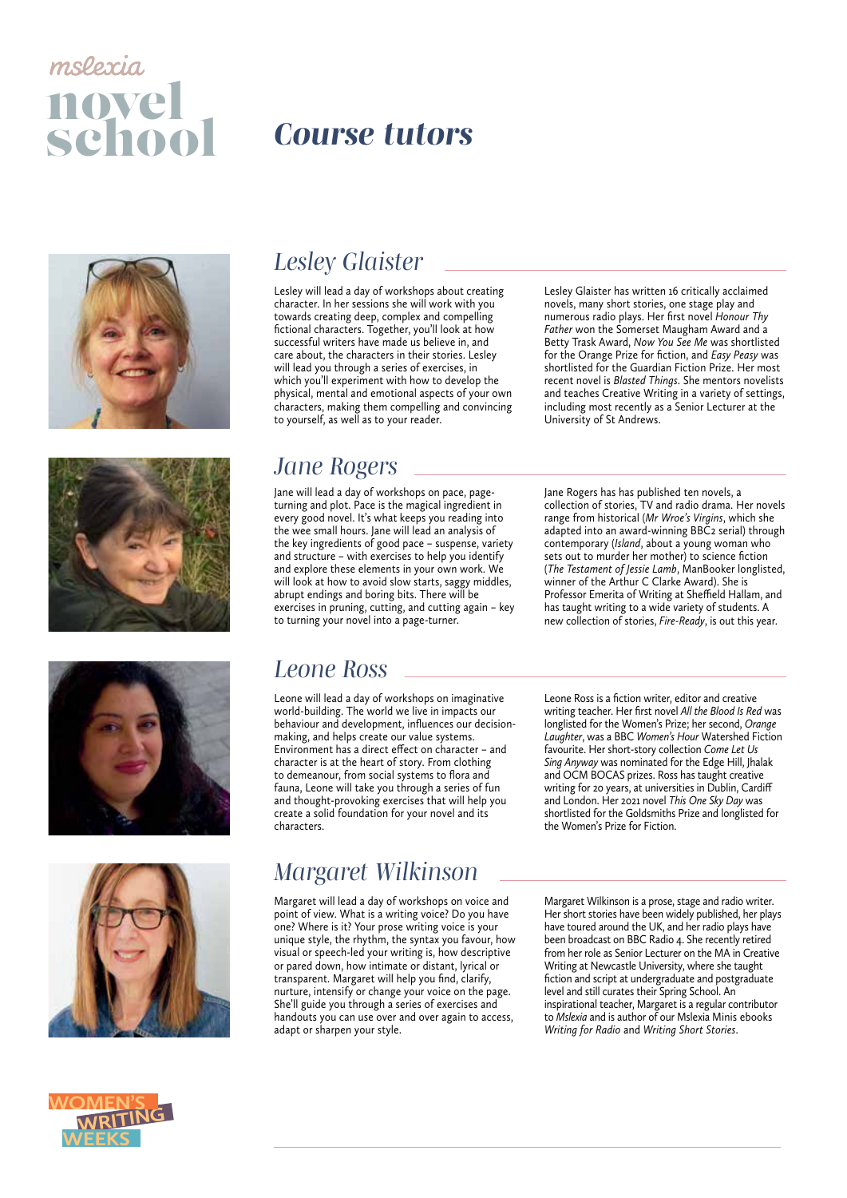mslexia

# novel school

## *Course tutors*

### *Lesley Glaister*

Lesley will lead a day of workshops about creating character. In her sessions she will work with you towards creating deep, complex and compelling fictional characters. Together, you'll look at how successful writers have made us believe in, and care about, the characters in their stories. Lesley will lead you through a series of exercises, in which you'll experiment with how to develop the physical, mental and emotional aspects of your own characters, making them compelling and convincing to yourself, as well as to your reader.

Lesley Glaister has written 16 critically acclaimed novels, many short stories, one stage play and numerous radio plays. Her first novel *Honour Thy Father* won the Somerset Maugham Award and a Betty Trask Award, *Now You See Me* was shortlisted for the Orange Prize for fiction, and *Easy Peasy* was shortlisted for the Guardian Fiction Prize. Her most recent novel is *Blasted Things*. She mentors novelists and teaches Creative Writing in a variety of settings, including most recently as a Senior Lecturer at the University of St Andrews.

### *Jane Rogers*

Jane will lead a day of workshops on pace, page-turning and plot. Pace is the magical ingredient in every good novel. It's what keeps you reading into the wee small hours. Jane will lead an analysis of the key ingredients of good pace – suspense, variety and structure – with exercises to help you identify and explore these elements in your own work. We will look at how to avoid slow starts, saggy middles, abrupt endings and boring bits. There will be exercises in pruning, cutting, and cutting again – key to turning your novel into a page-turner.

Jane Rogers has has published ten novels, a collection of stories, TV and radio drama. Her novels range from historical (*Mr Wroe's Virgins*, which she adapted into an award-winning BBC2 serial) through contemporary (*Island*, about a young woman who sets out to murder her mother) to science fiction (*The Testament of Jessie Lamb*, ManBooker longlisted, winner of the Arthur C Clarke Award). She is Professor Emerita of Writing at Sheffield Hallam, and has taught writing to a wide variety of students. A new collection of stories, *Fire-Ready*, is out this year.

### *Leone Ross*

Leone will lead a day of workshops on imaginative world-building. The world we live in impacts our behaviour and development, influences our decision-making, and helps create our value systems. Environment has a direct effect on character – and character is at the heart of story. From clothing to demeanour, from social systems to flora and fauna, Leone will take you through a series of fun and thought-provoking exercises that will help you create a solid foundation for your novel and its characters.

Leone Ross is a fiction writer, editor and creative writing teacher. Her first novel *All the Blood Is Red* was longlisted for the Women's Prize; her second, *Orange Laughter*, was a BBC *Women's Hour* Watershed Fiction favourite. Her short-story collection *Come Let Us Sing Anyway* was nominated for the Edge Hill, Jhalak and OCM BOCAS prizes. Ross has taught creative writing for 20 years, at universities in Dublin, Cardiff and London. Her 2021 novel *This One Sky Day* was shortlisted for the Goldsmiths Prize and longlisted for the Women's Prize for Fiction.

### *Margaret Wilkinson*

Margaret will lead a day of workshops on voice and point of view. What is a writing voice? Do you have one? Where is it? Your prose writing voice is your unique style, the rhythm, the syntax you favour, how visual or speech-led your writing is, how descriptive or pared down, how intimate or distant, lyrical or transparent. Margaret will help you find, clarify, nurture, intensify or change your voice on the page. She'll guide you through a series of exercises and handouts you can use over and over again to access, adapt or sharpen your style.

Margaret Wilkinson is a prose, stage and radio writer. Her short stories have been widely published, her plays have toured around the UK, and her radio plays have been broadcast on BBC Radio 4. She recently retired from her role as Senior Lecturer on the MA in Creative Writing at Newcastle University, where she taught fiction and script at undergraduate and postgraduate level and still curates their Spring School. An inspirational teacher, Margaret is a regular contributor to *Mslexia* and is author of our Mslexia Minis ebooks *Writing for Radio* and *Writing Short Stories*.

WOMEN'S WRITING WEEKS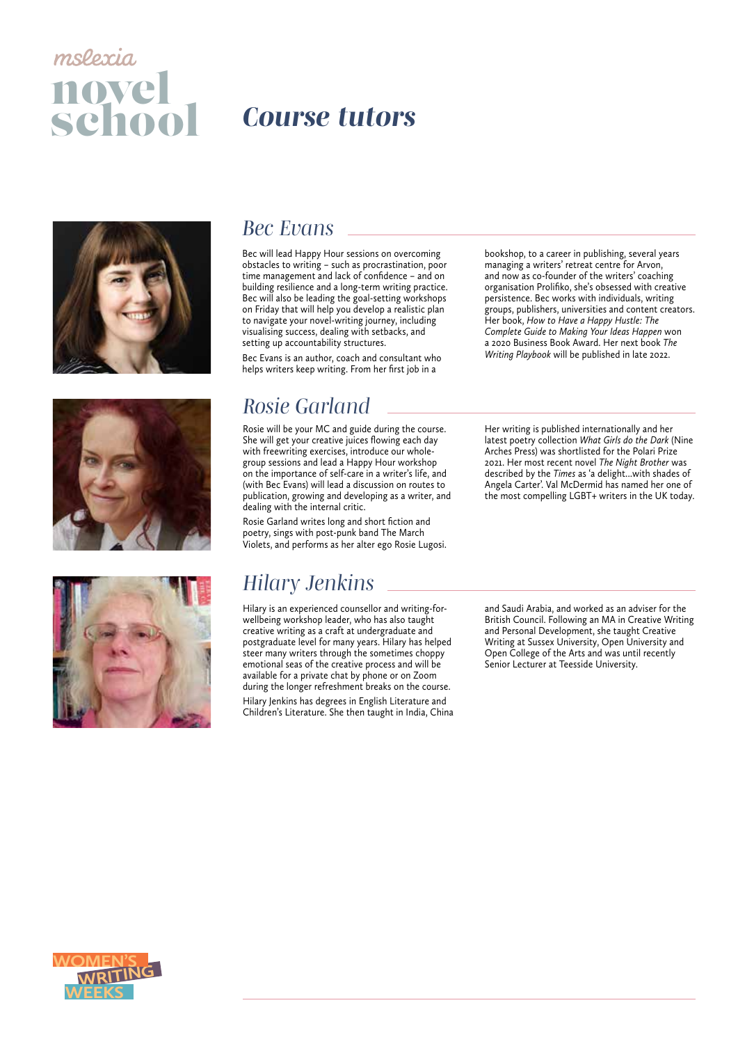mslexia

novel school

# Course tutors

## Bec Evans

Bec will lead Happy Hour sessions on overcoming obstacles to writing – such as procrastination, poor time management and lack of confidence – and on building resilience and a long-term writing practice. Bec will also be leading the goal-setting workshops on Friday that will help you develop a realistic plan to navigate your novel-writing journey, including visualising success, dealing with setbacks, and setting up accountability structures.

Bec Evans is an author, coach and consultant who helps writers keep writing. From her first job in a bookshop, to a career in publishing, several years managing a writers' retreat centre for Arvon, and now as co-founder of the writers' coaching organisation Prolifiko, she's obsessed with creative persistence. Bec works with individuals, writing groups, publishers, universities and content creators. Her book, *How to Have a Happy Hustle: The Complete Guide to Making Your Ideas Happen* won a 2020 Business Book Award. Her next book *The Writing Playbook* will be published in late 2022.

## Rosie Garland

Rosie will be your MC and guide during the course. She will get your creative juices flowing each day with freewriting exercises, introduce our whole-group sessions and lead a Happy Hour workshop on the importance of self-care in a writer's life, and (with Bec Evans) will lead a discussion on routes to publication, growing and developing as a writer, and dealing with the internal critic.

Rosie Garland writes long and short fiction and poetry, sings with post-punk band The March Violets, and performs as her alter ego Rosie Lugosi. Her writing is published internationally and her latest poetry collection *What Girls do the Dark* (Nine Arches Press) was shortlisted for the Polari Prize 2021. Her most recent novel *The Night Brother* was described by the *Times* as 'a delight…with shades of Angela Carter'. Val McDermid has named her one of the most compelling LGBT+ writers in the UK today.

## Hilary Jenkins

Hilary is an experienced counsellor and writing-for-wellbeing workshop leader, who has also taught creative writing as a craft at undergraduate and postgraduate level for many years. Hilary has helped steer many writers through the sometimes choppy emotional seas of the creative process and will be available for a private chat by phone or on Zoom during the longer refreshment breaks on the course.

Hilary Jenkins has degrees in English Literature and Children's Literature. She then taught in India, China and Saudi Arabia, and worked as an adviser for the British Council. Following an MA in Creative Writing and Personal Development, she taught Creative Writing at Sussex University, Open University and Open College of the Arts and was until recently Senior Lecturer at Teesside University.

WOMEN'S WRITING WEEKS